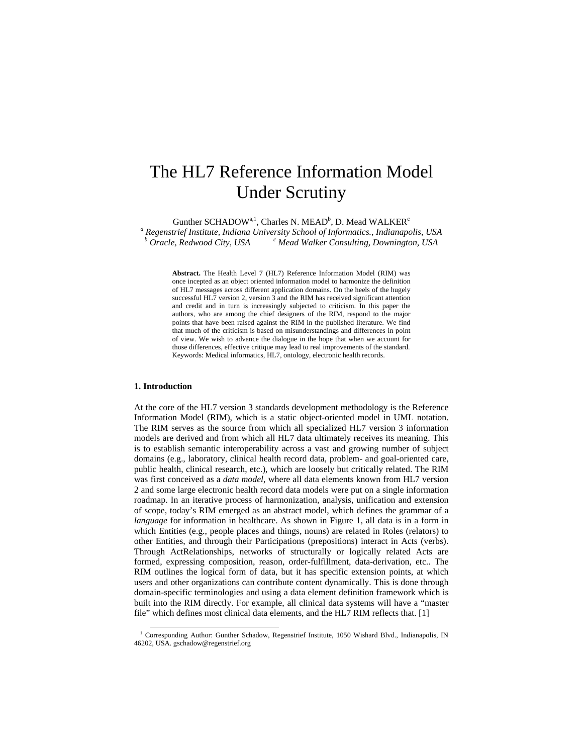# The HL7 Reference Information Model Under Scrutiny

Gunther SCHADOW[a,1], Charles N. MEAD[b], D. Mead WALKER[c]

[a] *Regenstrief Institute, Indiana University School of Informatics., Indianapolis, USA*
[b] *Oracle, Redwood City, USA* [c] *Mead Walker Consulting, Downington, USA*

**Abstract.** The Health Level 7 (HL7) Reference Information Model (RIM) was once incepted as an object oriented information model to harmonize the definition of HL7 messages across different application domains. On the heels of the hugely successful HL7 version 2, version 3 and the RIM has received significant attention and credit and in turn is increasingly subjected to criticism. In this paper the authors, who are among the chief designers of the RIM, respond to the major points that have been raised against the RIM in the published literature. We find that much of the criticism is based on misunderstandings and differences in point of view. We wish to advance the dialogue in the hope that when we account for those differences, effective critique may lead to real improvements of the standard. Keywords: Medical informatics, HL7, ontology, electronic health records.

## 1. Introduction

At the core of the HL7 version 3 standards development methodology is the Reference Information Model (RIM), which is a static object-oriented model in UML notation. The RIM serves as the source from which all specialized HL7 version 3 information models are derived and from which all HL7 data ultimately receives its meaning. This is to establish semantic interoperability across a vast and growing number of subject domains (e.g., laboratory, clinical health record data, problem- and goal-oriented care, public health, clinical research, etc.), which are loosely but critically related. The RIM was first conceived as a *data model*, where all data elements known from HL7 version 2 and some large electronic health record data models were put on a single information roadmap. In an iterative process of harmonization, analysis, unification and extension of scope, today's RIM emerged as an abstract model, which defines the grammar of a *language* for information in healthcare. As shown in Figure 1, all data is in a form in which Entities (e.g., people places and things, nouns) are related in Roles (relators) to other Entities, and through their Participations (prepositions) interact in Acts (verbs). Through ActRelationships, networks of structurally or logically related Acts are formed, expressing composition, reason, order-fulfillment, data-derivation, etc.. The RIM outlines the logical form of data, but it has specific extension points, at which users and other organizations can contribute content dynamically. This is done through domain-specific terminologies and using a data element definition framework which is built into the RIM directly. For example, all clinical data systems will have a "master file" which defines most clinical data elements, and the HL7 RIM reflects that. [1]

[1] Corresponding Author: Gunther Schadow, Regenstrief Institute, 1050 Wishard Blvd., Indianapolis, IN 46202, USA. gschadow@regenstrief.org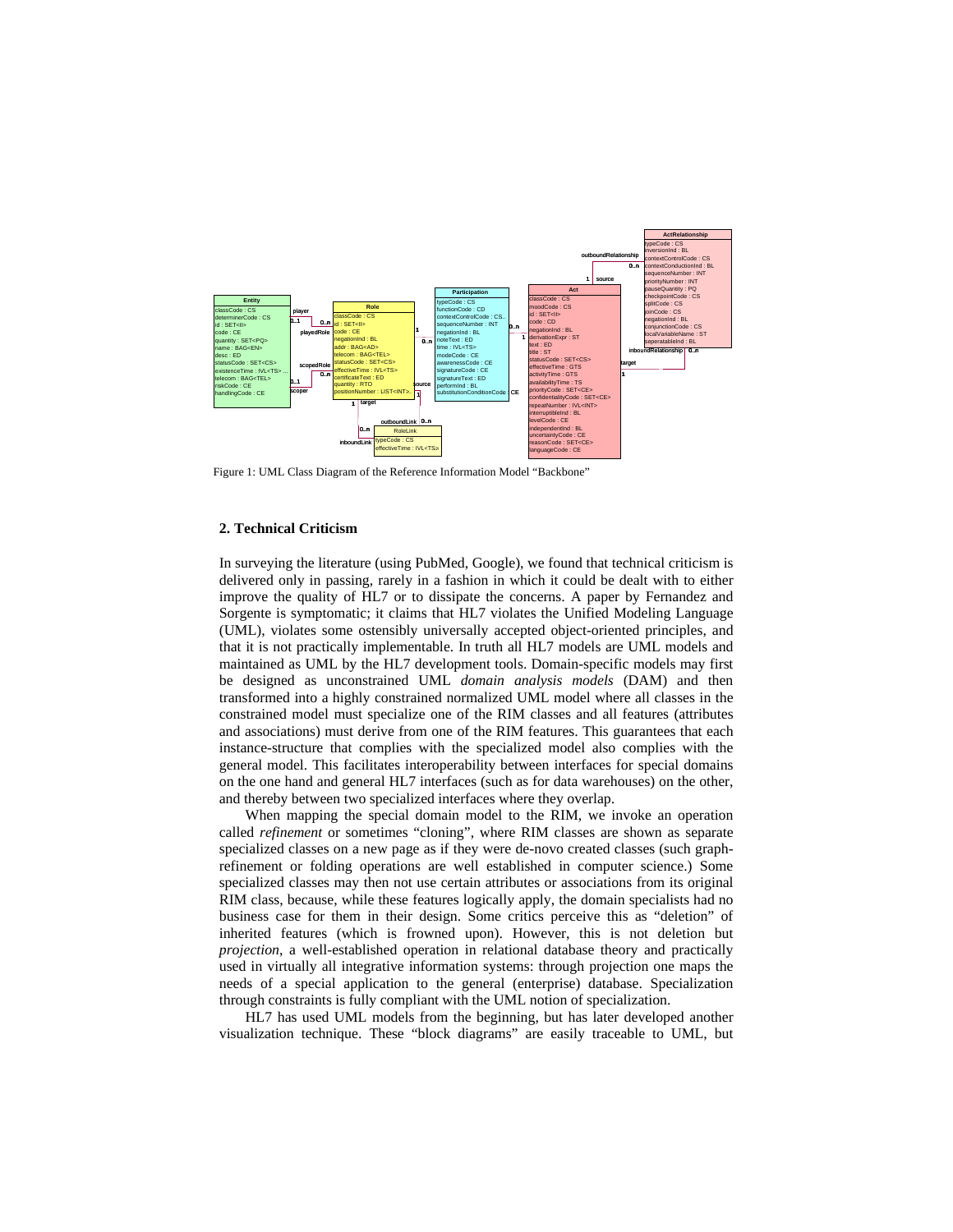Figure 1: UML Class Diagram of the Reference Information Model "Backbone"

## 2. Technical Criticism

In surveying the literature (using PubMed, Google), we found that technical criticism is delivered only in passing, rarely in a fashion in which it could be dealt with to either improve the quality of HL7 or to dissipate the concerns. A paper by Fernandez and Sorgente is symptomatic; it claims that HL7 violates the Unified Modeling Language (UML), violates some ostensibly universally accepted object-oriented principles, and that it is not practically implementable. In truth all HL7 models are UML models and maintained as UML by the HL7 development tools. Domain-specific models may first be designed as unconstrained UML *domain analysis models* (DAM) and then transformed into a highly constrained normalized UML model where all classes in the constrained model must specialize one of the RIM classes and all features (attributes and associations) must derive from one of the RIM features. This guarantees that each instance-structure that complies with the specialized model also complies with the general model. This facilitates interoperability between interfaces for special domains on the one hand and general HL7 interfaces (such as for data warehouses) on the other, and thereby between two specialized interfaces where they overlap.

When mapping the special domain model to the RIM, we invoke an operation called *refinement* or sometimes "cloning", where RIM classes are shown as separate specialized classes on a new page as if they were de-novo created classes (such graph-refinement or folding operations are well established in computer science.) Some specialized classes may then not use certain attributes or associations from its original RIM class, because, while these features logically apply, the domain specialists had no business case for them in their design. Some critics perceive this as "deletion" of inherited features (which is frowned upon). However, this is not deletion but *projection*, a well-established operation in relational database theory and practically used in virtually all integrative information systems: through projection one maps the needs of a special application to the general (enterprise) database. Specialization through constraints is fully compliant with the UML notion of specialization.

HL7 has used UML models from the beginning, but has later developed another visualization technique. These "block diagrams" are easily traceable to UML, but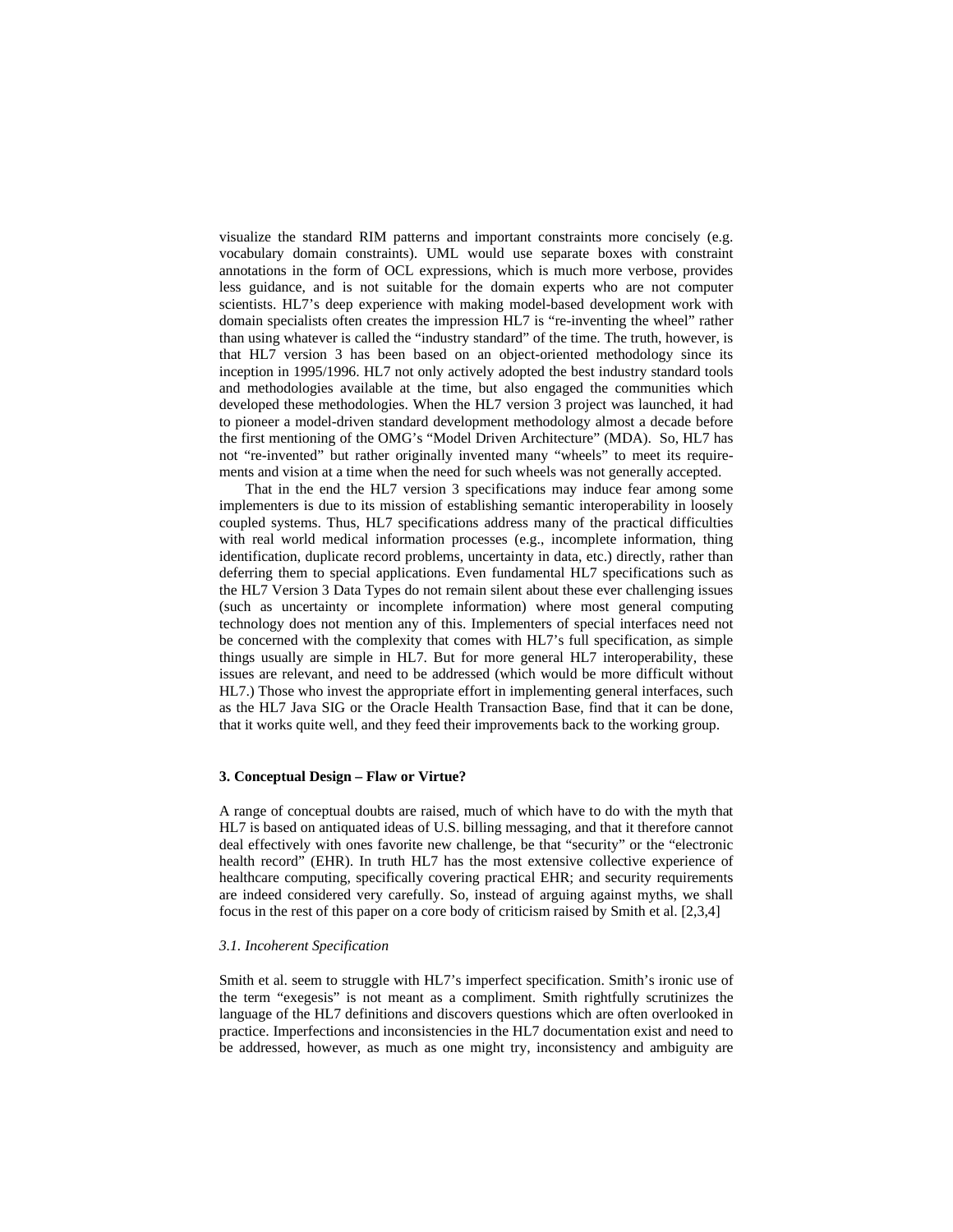visualize the standard RIM patterns and important constraints more concisely (e.g. vocabulary domain constraints). UML would use separate boxes with constraint annotations in the form of OCL expressions, which is much more verbose, provides less guidance, and is not suitable for the domain experts who are not computer scientists. HL7's deep experience with making model-based development work with domain specialists often creates the impression HL7 is "re-inventing the wheel" rather than using whatever is called the "industry standard" of the time. The truth, however, is that HL7 version 3 has been based on an object-oriented methodology since its inception in 1995/1996. HL7 not only actively adopted the best industry standard tools and methodologies available at the time, but also engaged the communities which developed these methodologies. When the HL7 version 3 project was launched, it had to pioneer a model-driven standard development methodology almost a decade before the first mentioning of the OMG's "Model Driven Architecture" (MDA). So, HL7 has not "re-invented" but rather originally invented many "wheels" to meet its requirements and vision at a time when the need for such wheels was not generally accepted.

That in the end the HL7 version 3 specifications may induce fear among some implementers is due to its mission of establishing semantic interoperability in loosely coupled systems. Thus, HL7 specifications address many of the practical difficulties with real world medical information processes (e.g., incomplete information, thing identification, duplicate record problems, uncertainty in data, etc.) directly, rather than deferring them to special applications. Even fundamental HL7 specifications such as the HL7 Version 3 Data Types do not remain silent about these ever challenging issues (such as uncertainty or incomplete information) where most general computing technology does not mention any of this. Implementers of special interfaces need not be concerned with the complexity that comes with HL7's full specification, as simple things usually are simple in HL7. But for more general HL7 interoperability, these issues are relevant, and need to be addressed (which would be more difficult without HL7.) Those who invest the appropriate effort in implementing general interfaces, such as the HL7 Java SIG or the Oracle Health Transaction Base, find that it can be done, that it works quite well, and they feed their improvements back to the working group.

## 3. Conceptual Design – Flaw or Virtue?

A range of conceptual doubts are raised, much of which have to do with the myth that HL7 is based on antiquated ideas of U.S. billing messaging, and that it therefore cannot deal effectively with ones favorite new challenge, be that "security" or the "electronic health record" (EHR). In truth HL7 has the most extensive collective experience of healthcare computing, specifically covering practical EHR; and security requirements are indeed considered very carefully. So, instead of arguing against myths, we shall focus in the rest of this paper on a core body of criticism raised by Smith et al. [2,3,4]

### *3.1. Incoherent Specification*

Smith et al. seem to struggle with HL7's imperfect specification. Smith's ironic use of the term "exegesis" is not meant as a compliment. Smith rightfully scrutinizes the language of the HL7 definitions and discovers questions which are often overlooked in practice. Imperfections and inconsistencies in the HL7 documentation exist and need to be addressed, however, as much as one might try, inconsistency and ambiguity are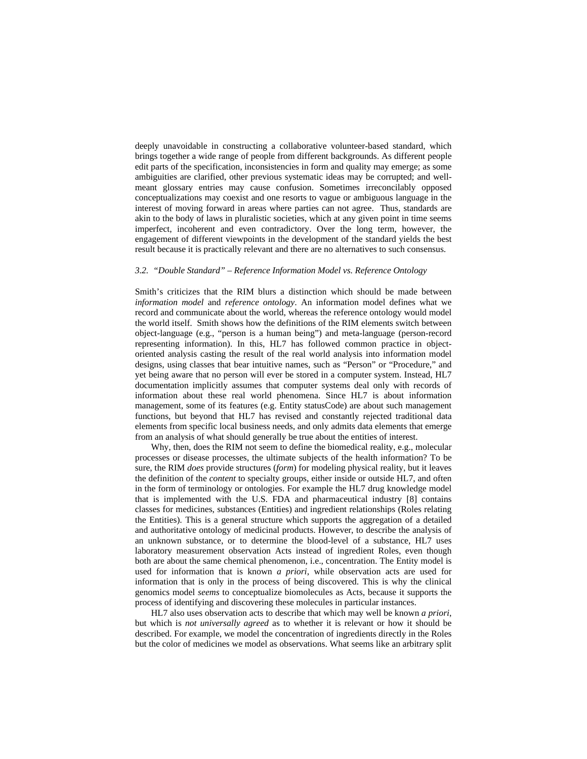deeply unavoidable in constructing a collaborative volunteer-based standard, which brings together a wide range of people from different backgrounds. As different people edit parts of the specification, inconsistencies in form and quality may emerge; as some ambiguities are clarified, other previous systematic ideas may be corrupted; and well-meant glossary entries may cause confusion. Sometimes irreconcilably opposed conceptualizations may coexist and one resorts to vague or ambiguous language in the interest of moving forward in areas where parties can not agree. Thus, standards are akin to the body of laws in pluralistic societies, which at any given point in time seems imperfect, incoherent and even contradictory. Over the long term, however, the engagement of different viewpoints in the development of the standard yields the best result because it is practically relevant and there are no alternatives to such consensus.

### *3.2. "Double Standard" – Reference Information Model vs. Reference Ontology*

Smith's criticizes that the RIM blurs a distinction which should be made between *information model* and *reference ontology*. An information model defines what we record and communicate about the world, whereas the reference ontology would model the world itself. Smith shows how the definitions of the RIM elements switch between object-language (e.g., "person is a human being") and meta-language (person-record representing information). In this, HL7 has followed common practice in object-oriented analysis casting the result of the real world analysis into information model designs, using classes that bear intuitive names, such as "Person" or "Procedure," and yet being aware that no person will ever be stored in a computer system. Instead, HL7 documentation implicitly assumes that computer systems deal only with records of information about these real world phenomena. Since HL7 is about information management, some of its features (e.g. Entity statusCode) are about such management functions, but beyond that HL7 has revised and constantly rejected traditional data elements from specific local business needs, and only admits data elements that emerge from an analysis of what should generally be true about the entities of interest.

Why, then, does the RIM not seem to define the biomedical reality, e.g., molecular processes or disease processes, the ultimate subjects of the health information? To be sure, the RIM *does* provide structures (*form*) for modeling physical reality, but it leaves the definition of the *content* to specialty groups, either inside or outside HL7, and often in the form of terminology or ontologies. For example the HL7 drug knowledge model that is implemented with the U.S. FDA and pharmaceutical industry [8] contains classes for medicines, substances (Entities) and ingredient relationships (Roles relating the Entities). This is a general structure which supports the aggregation of a detailed and authoritative ontology of medicinal products. However, to describe the analysis of an unknown substance, or to determine the blood-level of a substance, HL7 uses laboratory measurement observation Acts instead of ingredient Roles, even though both are about the same chemical phenomenon, i.e., concentration. The Entity model is used for information that is known *a priori*, while observation acts are used for information that is only in the process of being discovered. This is why the clinical genomics model *seems* to conceptualize biomolecules as Acts, because it supports the process of identifying and discovering these molecules in particular instances.

HL7 also uses observation acts to describe that which may well be known *a priori*, but which is *not universally agreed* as to whether it is relevant or how it should be described. For example, we model the concentration of ingredients directly in the Roles but the color of medicines we model as observations. What seems like an arbitrary split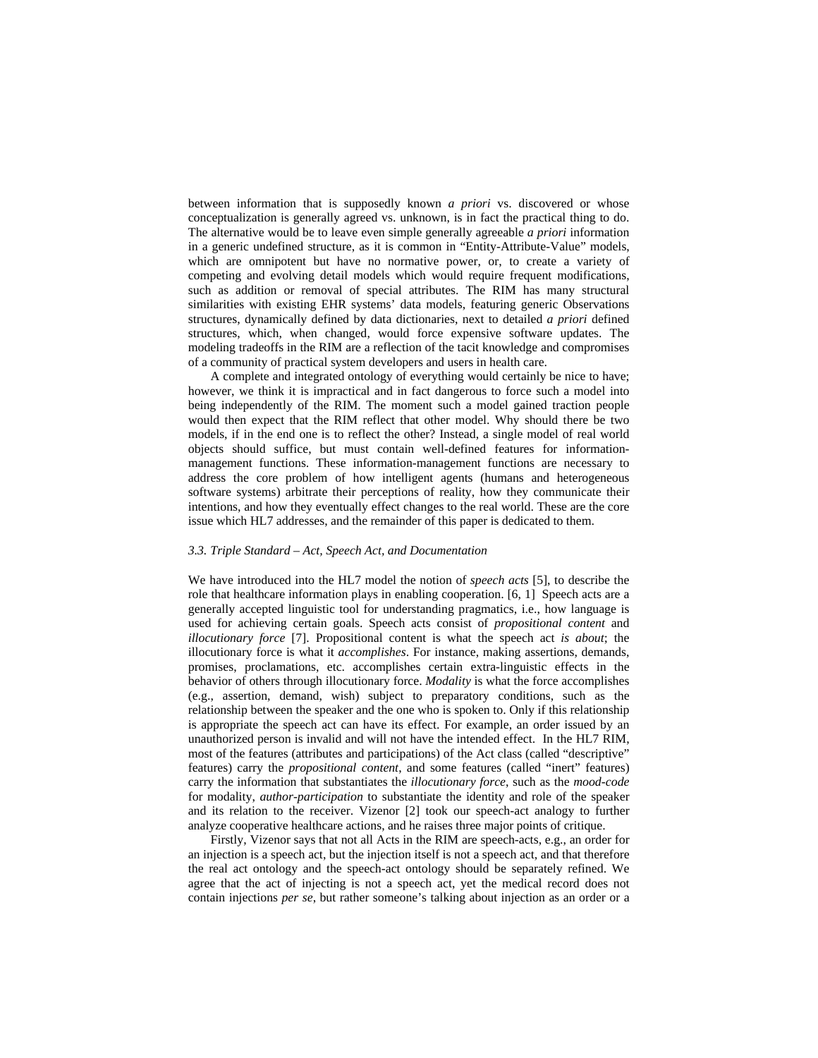between information that is supposedly known *a priori* vs. discovered or whose conceptualization is generally agreed vs. unknown, is in fact the practical thing to do. The alternative would be to leave even simple generally agreeable *a priori* information in a generic undefined structure, as it is common in "Entity-Attribute-Value" models, which are omnipotent but have no normative power, or, to create a variety of competing and evolving detail models which would require frequent modifications, such as addition or removal of special attributes. The RIM has many structural similarities with existing EHR systems' data models, featuring generic Observations structures, dynamically defined by data dictionaries, next to detailed *a priori* defined structures, which, when changed, would force expensive software updates. The modeling tradeoffs in the RIM are a reflection of the tacit knowledge and compromises of a community of practical system developers and users in health care.

A complete and integrated ontology of everything would certainly be nice to have; however, we think it is impractical and in fact dangerous to force such a model into being independently of the RIM. The moment such a model gained traction people would then expect that the RIM reflect that other model. Why should there be two models, if in the end one is to reflect the other? Instead, a single model of real world objects should suffice, but must contain well-defined features for information-management functions. These information-management functions are necessary to address the core problem of how intelligent agents (humans and heterogeneous software systems) arbitrate their perceptions of reality, how they communicate their intentions, and how they eventually effect changes to the real world. These are the core issue which HL7 addresses, and the remainder of this paper is dedicated to them.

### *3.3. Triple Standard – Act, Speech Act, and Documentation*

We have introduced into the HL7 model the notion of *speech acts* [5], to describe the role that healthcare information plays in enabling cooperation. [6, 1] Speech acts are a generally accepted linguistic tool for understanding pragmatics, i.e., how language is used for achieving certain goals. Speech acts consist of *propositional content* and *illocutionary force* [7]. Propositional content is what the speech act *is about*; the illocutionary force is what it *accomplishes*. For instance, making assertions, demands, promises, proclamations, etc. accomplishes certain extra-linguistic effects in the behavior of others through illocutionary force. *Modality* is what the force accomplishes (e.g., assertion, demand, wish) subject to preparatory conditions, such as the relationship between the speaker and the one who is spoken to. Only if this relationship is appropriate the speech act can have its effect. For example, an order issued by an unauthorized person is invalid and will not have the intended effect. In the HL7 RIM, most of the features (attributes and participations) of the Act class (called "descriptive" features) carry the *propositional content*, and some features (called "inert" features) carry the information that substantiates the *illocutionary force*, such as the *mood-code* for modality, *author-participation* to substantiate the identity and role of the speaker and its relation to the receiver. Vizenor [2] took our speech-act analogy to further analyze cooperative healthcare actions, and he raises three major points of critique.

Firstly, Vizenor says that not all Acts in the RIM are speech-acts, e.g., an order for an injection is a speech act, but the injection itself is not a speech act, and that therefore the real act ontology and the speech-act ontology should be separately refined. We agree that the act of injecting is not a speech act, yet the medical record does not contain injections *per se*, but rather someone's talking about injection as an order or a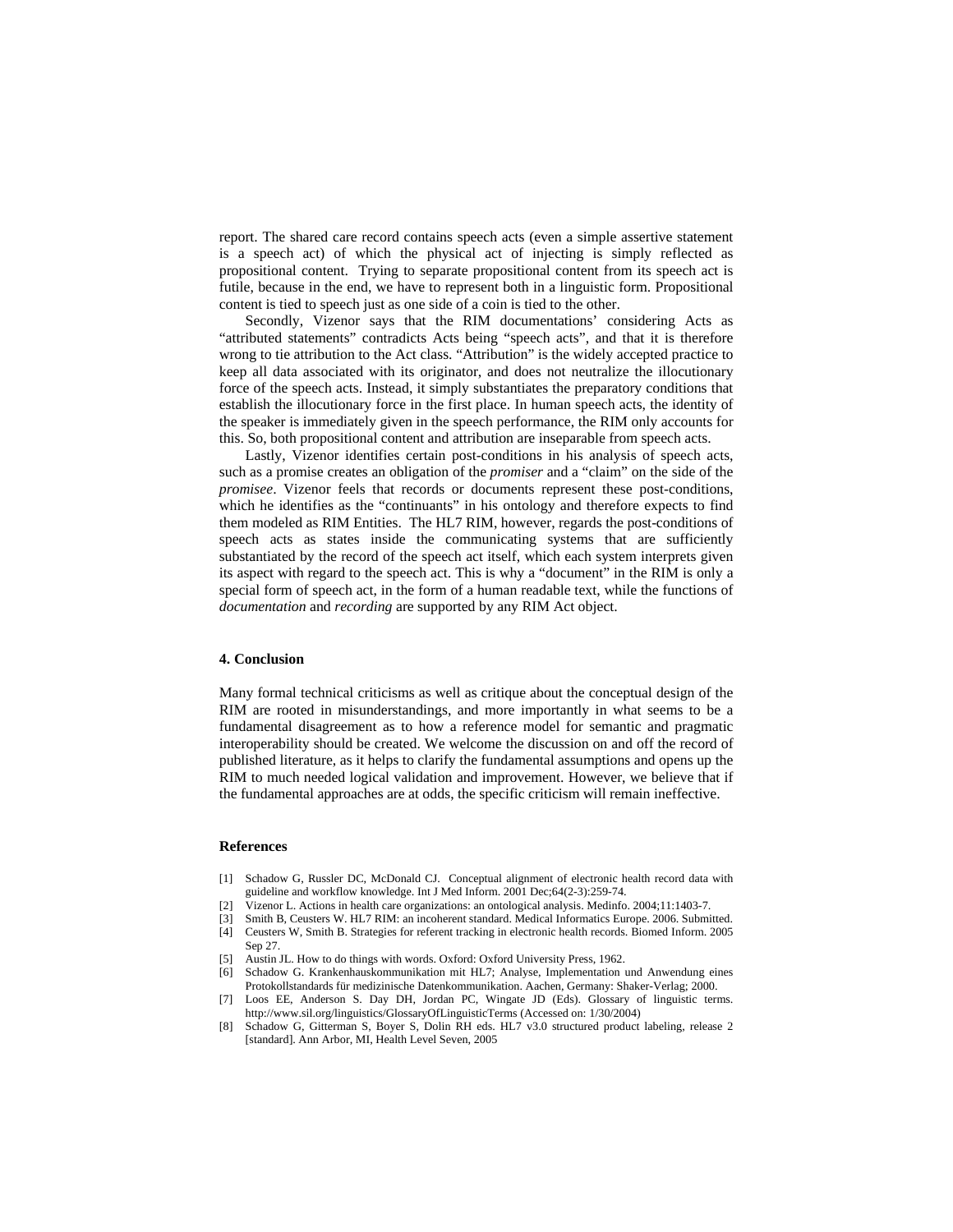report. The shared care record contains speech acts (even a simple assertive statement is a speech act) of which the physical act of injecting is simply reflected as propositional content. Trying to separate propositional content from its speech act is futile, because in the end, we have to represent both in a linguistic form. Propositional content is tied to speech just as one side of a coin is tied to the other.

Secondly, Vizenor says that the RIM documentations' considering Acts as "attributed statements" contradicts Acts being "speech acts", and that it is therefore wrong to tie attribution to the Act class. "Attribution" is the widely accepted practice to keep all data associated with its originator, and does not neutralize the illocutionary force of the speech acts. Instead, it simply substantiates the preparatory conditions that establish the illocutionary force in the first place. In human speech acts, the identity of the speaker is immediately given in the speech performance, the RIM only accounts for this. So, both propositional content and attribution are inseparable from speech acts.

Lastly, Vizenor identifies certain post-conditions in his analysis of speech acts, such as a promise creates an obligation of the *promiser* and a "claim" on the side of the *promisee*. Vizenor feels that records or documents represent these post-conditions, which he identifies as the "continuants" in his ontology and therefore expects to find them modeled as RIM Entities. The HL7 RIM, however, regards the post-conditions of speech acts as states inside the communicating systems that are sufficiently substantiated by the record of the speech act itself, which each system interprets given its aspect with regard to the speech act. This is why a "document" in the RIM is only a special form of speech act, in the form of a human readable text, while the functions of *documentation* and *recording* are supported by any RIM Act object.

## 4. Conclusion

Many formal technical criticisms as well as critique about the conceptual design of the RIM are rooted in misunderstandings, and more importantly in what seems to be a fundamental disagreement as to how a reference model for semantic and pragmatic interoperability should be created. We welcome the discussion on and off the record of published literature, as it helps to clarify the fundamental assumptions and opens up the RIM to much needed logical validation and improvement. However, we believe that if the fundamental approaches are at odds, the specific criticism will remain ineffective.

## References

[1] Schadow G, Russler DC, McDonald CJ. Conceptual alignment of electronic health record data with guideline and workflow knowledge. Int J Med Inform. 2001 Dec;64(2-3):259-74.

[2] Vizenor L. Actions in health care organizations: an ontological analysis. Medinfo. 2004;11:1403-7.

[3] Smith B, Ceusters W. HL7 RIM: an incoherent standard. Medical Informatics Europe. 2006. Submitted.

[4] Ceusters W, Smith B. Strategies for referent tracking in electronic health records. Biomed Inform. 2005 Sep 27.

[5] Austin JL. How to do things with words. Oxford: Oxford University Press, 1962.

[6] Schadow G. Krankenhauskommunikation mit HL7; Analyse, Implementation und Anwendung eines Protokollstandards für medizinische Datenkommunikation. Aachen, Germany: Shaker-Verlag; 2000.

[7] Loos EE, Anderson S. Day DH, Jordan PC, Wingate JD (Eds). Glossary of linguistic terms. http://www.sil.org/linguistics/GlossaryOfLinguisticTerms (Accessed on: 1/30/2004)

[8] Schadow G, Gitterman S, Boyer S, Dolin RH eds. HL7 v3.0 structured product labeling, release 2 [standard]. Ann Arbor, MI, Health Level Seven, 2005